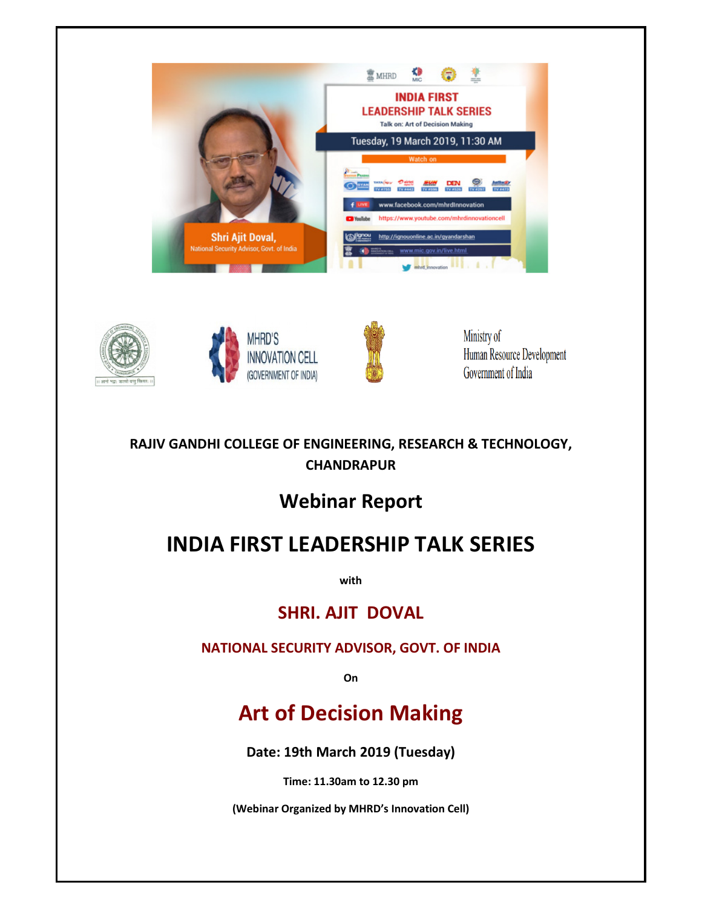**RAJIV GANDHI COLLEGE OF ENGINEERING, RESEARCH & TECHNOLOGY, CHANDRAPUR**

# Webinar Report

# INDIA FIRST LEADERSHIP TALK SERIES

**with**

## SHRI. AJIT DOVAL

### NATIONAL SECURITY ADVISOR, GOVT. OF INDIA

**On**

# Art of Decision Making

**Date: 19th March 2019 (Tuesday)**

**Time: 11.30am to 12.30 pm**

**(Webinar Organized by MHRD's Innovation Cell)**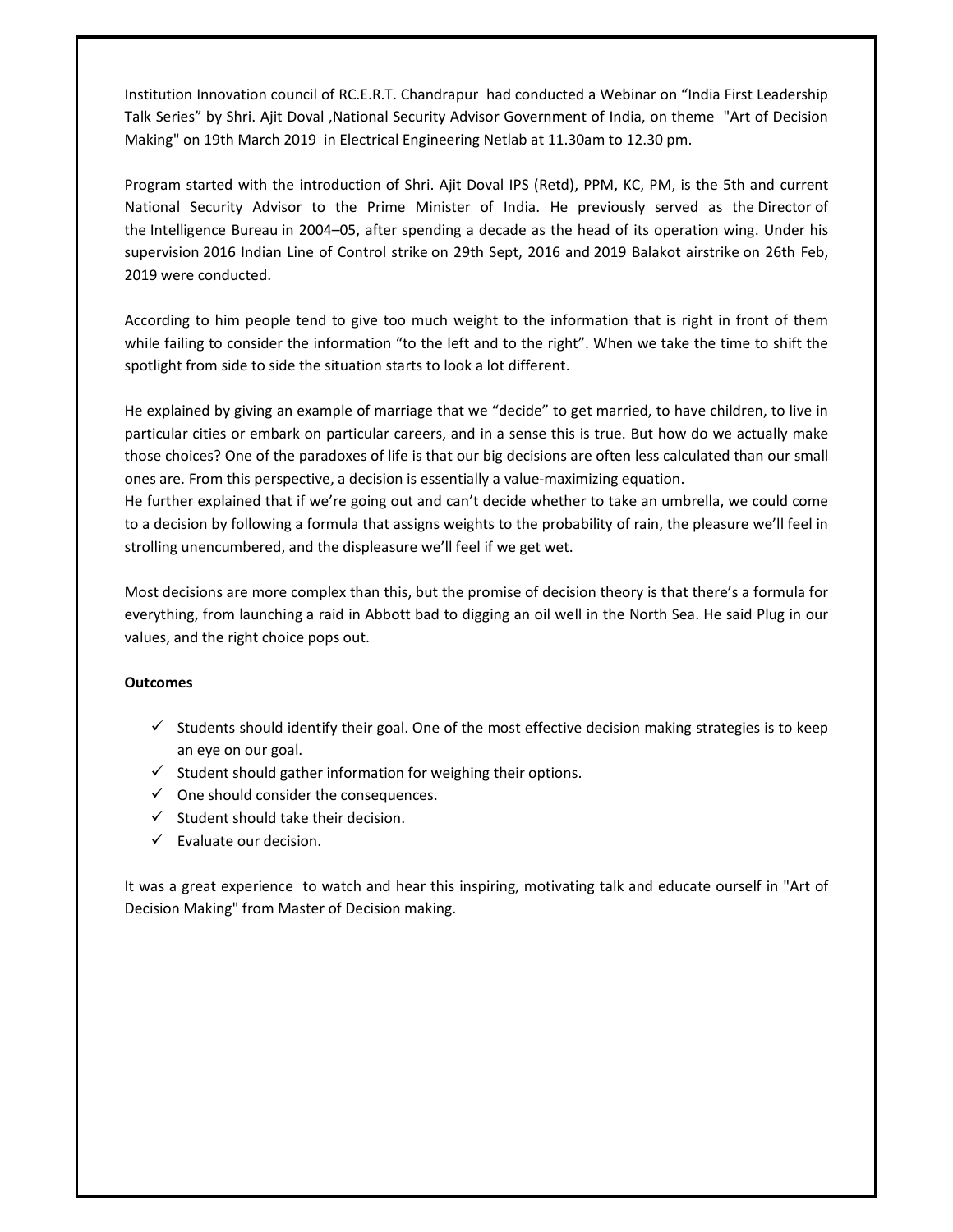Institution Innovation council of RC.E.R.T. Chandrapur had conducted a Webinar on "India First Leadership Talk Series" by Shri. Ajit Doval ,National Security Advisor Government of India, on theme "Art of Decision Making" on 19th March 2019 in Electrical Engineering Netlab at 11.30am to 12.30 pm.

Program started with the introduction of Shri. Ajit Doval IPS (Retd), PPM, KC, PM, is the 5th and current National Security Advisor to the Prime Minister of India. He previously served as the Director of the Intelligence Bureau in 2004–05, after spending a decade as the head of its operation wing. Under his supervision 2016 Indian Line of Control strike on 29th Sept, 2016 and 2019 Balakot airstrike on 26th Feb, 2019 were conducted.

According to him people tend to give too much weight to the information that is right in front of them while failing to consider the information "to the left and to the right". When we take the time to shift the spotlight from side to side the situation starts to look a lot different.

He explained by giving an example of marriage that we "decide" to get married, to have children, to live in particular cities or embark on particular careers, and in a sense this is true. But how do we actually make those choices? One of the paradoxes of life is that our big decisions are often less calculated than our small ones are. From this perspective, a decision is essentially a value-maximizing equation.
He further explained that if we're going out and can't decide whether to take an umbrella, we could come to a decision by following a formula that assigns weights to the probability of rain, the pleasure we'll feel in strolling unencumbered, and the displeasure we'll feel if we get wet.

Most decisions are more complex than this, but the promise of decision theory is that there's a formula for everything, from launching a raid in Abbott bad to digging an oil well in the North Sea. He said Plug in our values, and the right choice pops out.

**Outcomes**

- ✓ Students should identify their goal. One of the most effective decision making strategies is to keep an eye on our goal.
- ✓ Student should gather information for weighing their options.
- ✓ One should consider the consequences.
- ✓ Student should take their decision.
- ✓ Evaluate our decision.

It was a great experience to watch and hear this inspiring, motivating talk and educate ourself in "Art of Decision Making" from Master of Decision making.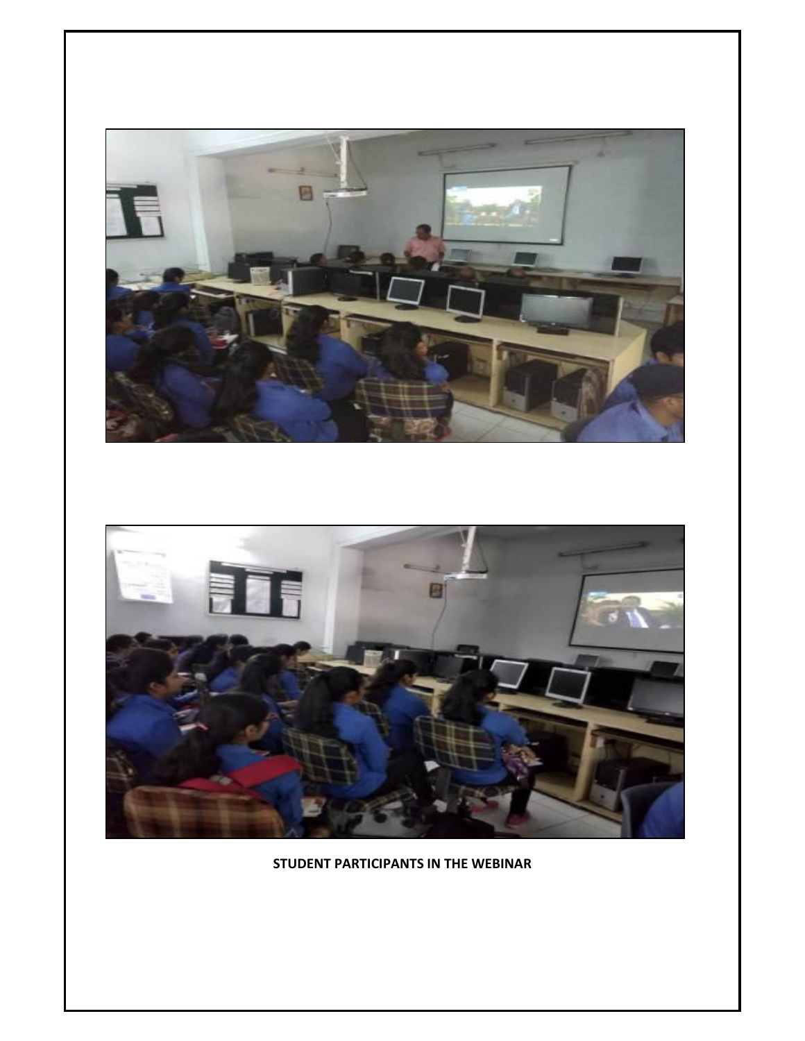**STUDENT PARTICIPANTS IN THE WEBINAR**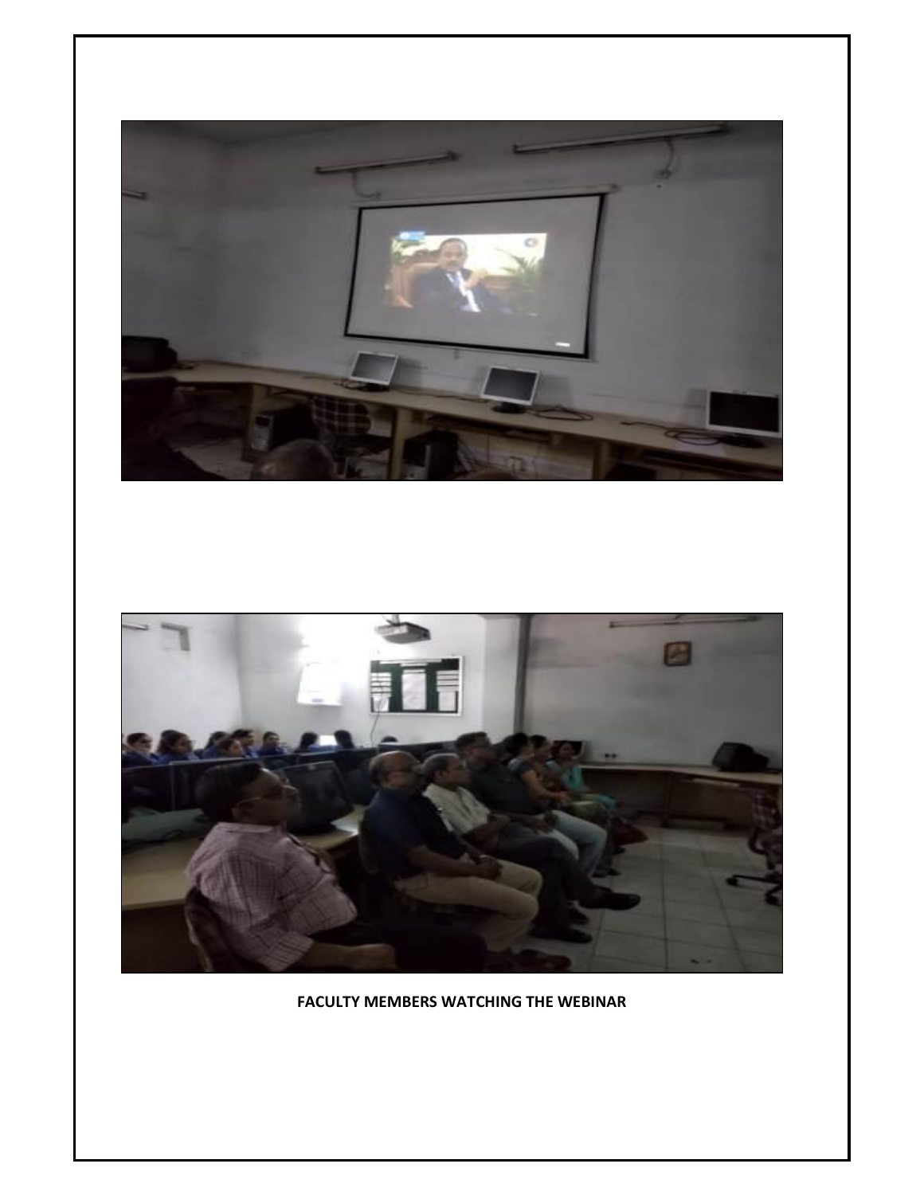**FACULTY MEMBERS WATCHING THE WEBINAR**